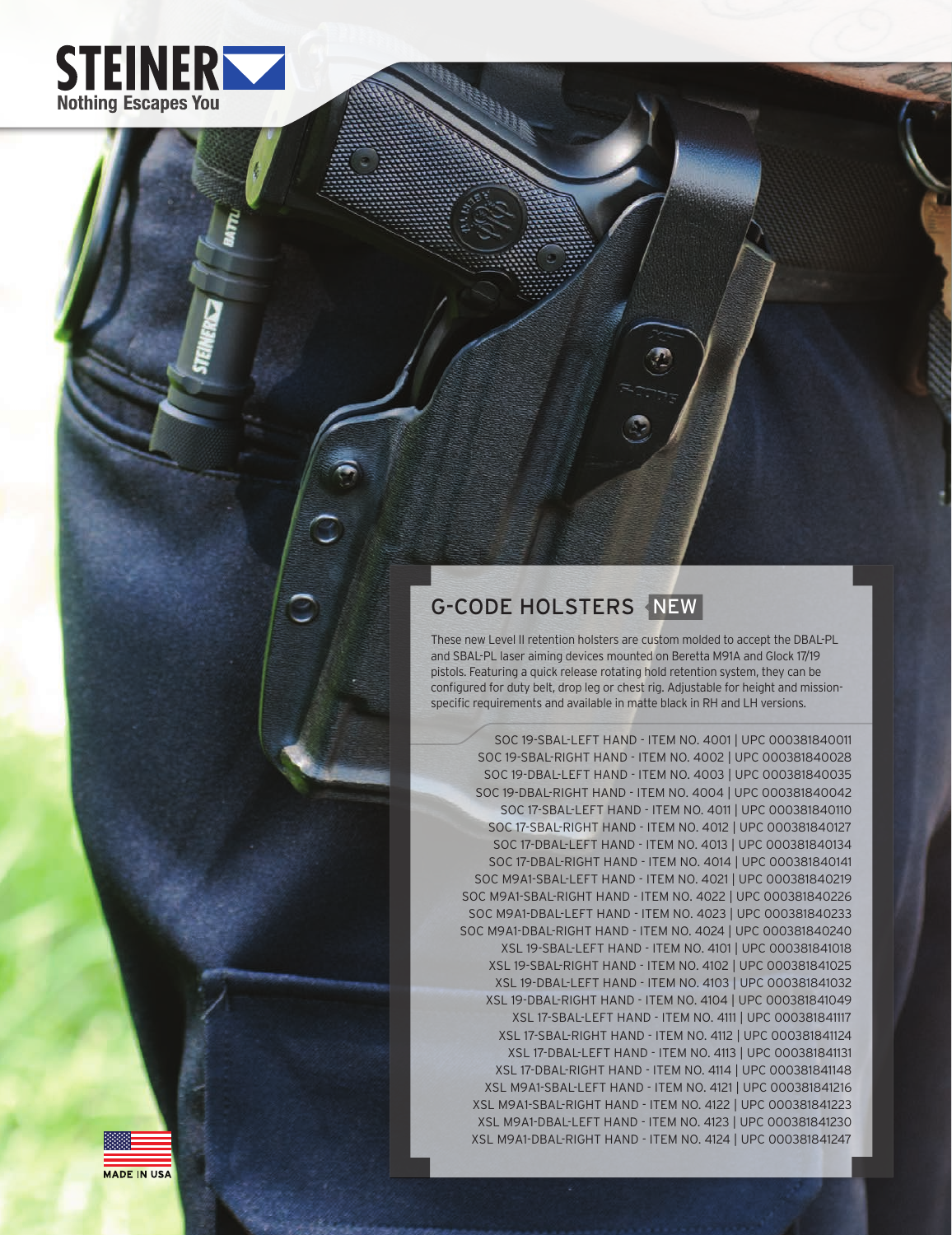STEINER

Nothing Escapes You

## G-CODE HOLSTERS NEW

These new Level II retention holsters are custom molded to accept the DBAL-PL and SBAL-PL laser aiming devices mounted on Beretta M91A and Glock 17/19 pistols. Featuring a quick release rotating hold retention system, they can be configured for duty belt, drop leg or chest rig. Adjustable for height and mission-specific requirements and available in matte black in RH and LH versions.

SOC 19-SBAL-LEFT HAND - ITEM NO. 4001 | UPC 000381840011
SOC 19-SBAL-RIGHT HAND - ITEM NO. 4002 | UPC 000381840028
SOC 19-DBAL-LEFT HAND - ITEM NO. 4003 | UPC 000381840035
SOC 19-DBAL-RIGHT HAND - ITEM NO. 4004 | UPC 000381840042
SOC 17-SBAL-LEFT HAND - ITEM NO. 4011 | UPC 000381840110
SOC 17-SBAL-RIGHT HAND - ITEM NO. 4012 | UPC 000381840127
SOC 17-DBAL-LEFT HAND - ITEM NO. 4013 | UPC 000381840134
SOC 17-DBAL-RIGHT HAND - ITEM NO. 4014 | UPC 000381840141
SOC M9A1-SBAL-LEFT HAND - ITEM NO. 4021 | UPC 000381840219
SOC M9A1-SBAL-RIGHT HAND - ITEM NO. 4022 | UPC 000381840226
SOC M9A1-DBAL-LEFT HAND - ITEM NO. 4023 | UPC 000381840233
SOC M9A1-DBAL-RIGHT HAND - ITEM NO. 4024 | UPC 000381840240
XSL 19-SBAL-LEFT HAND - ITEM NO. 4101 | UPC 000381841018
XSL 19-SBAL-RIGHT HAND - ITEM NO. 4102 | UPC 000381841025
XSL 19-DBAL-LEFT HAND - ITEM NO. 4103 | UPC 000381841032
XSL 19-DBAL-RIGHT HAND - ITEM NO. 4104 | UPC 000381841049
XSL 17-SBAL-LEFT HAND - ITEM NO. 4111 | UPC 000381841117
XSL 17-SBAL-RIGHT HAND - ITEM NO. 4112 | UPC 000381841124
XSL 17-DBAL-LEFT HAND - ITEM NO. 4113 | UPC 000381841131
XSL 17-DBAL-RIGHT HAND - ITEM NO. 4114 | UPC 000381841148
XSL M9A1-SBAL-LEFT HAND - ITEM NO. 4121 | UPC 000381841216
XSL M9A1-SBAL-RIGHT HAND - ITEM NO. 4122 | UPC 000381841223
XSL M9A1-DBAL-LEFT HAND - ITEM NO. 4123 | UPC 000381841230
XSL M9A1-DBAL-RIGHT HAND - ITEM NO. 4124 | UPC 000381841247

MADE IN USA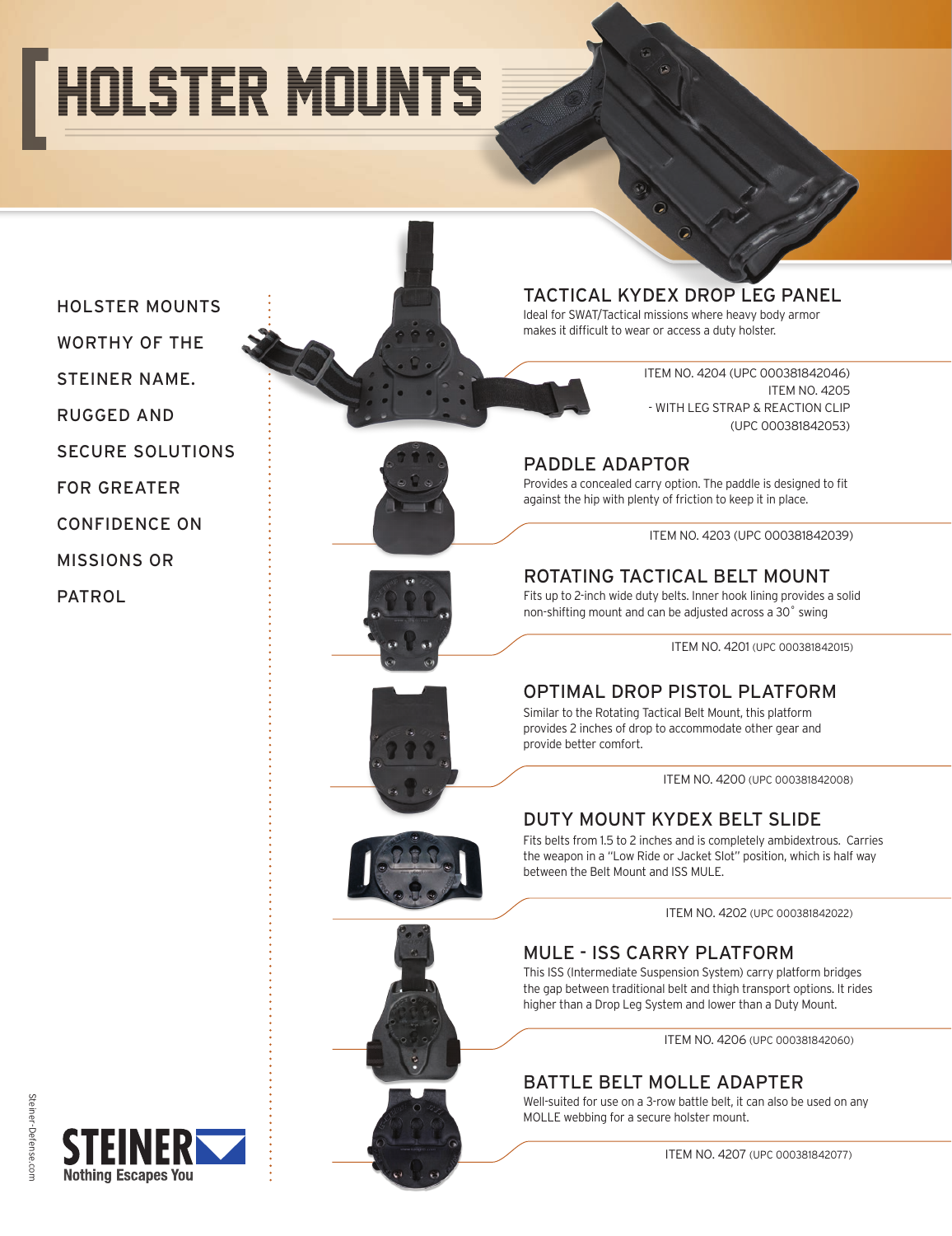# HOLSTER MOUNTS

HOLSTER MOUNTS WORTHY OF THE STEINER NAME. RUGGED AND SECURE SOLUTIONS FOR GREATER CONFIDENCE ON MISSIONS OR PATROL

## TACTICAL KYDEX DROP LEG PANEL

Ideal for SWAT/Tactical missions where heavy body armor makes it difficult to wear or access a duty holster.

ITEM NO. 4204 (UPC 000381842046)
ITEM NO. 4205
- WITH LEG STRAP & REACTION CLIP
(UPC 000381842053)

## PADDLE ADAPTOR

Provides a concealed carry option. The paddle is designed to fit against the hip with plenty of friction to keep it in place.

ITEM NO. 4203 (UPC 000381842039)

## ROTATING TACTICAL BELT MOUNT

Fits up to 2-inch wide duty belts. Inner hook lining provides a solid non-shifting mount and can be adjusted across a 30˚ swing

ITEM NO. 4201 (UPC 000381842015)

## OPTIMAL DROP PISTOL PLATFORM

Similar to the Rotating Tactical Belt Mount, this platform provides 2 inches of drop to accommodate other gear and provide better comfort.

ITEM NO. 4200 (UPC 000381842008)

## DUTY MOUNT KYDEX BELT SLIDE

Fits belts from 1.5 to 2 inches and is completely ambidextrous. Carries the weapon in a "Low Ride or Jacket Slot" position, which is half way between the Belt Mount and ISS MULE.

ITEM NO. 4202 (UPC 000381842022)

## MULE - ISS CARRY PLATFORM

This ISS (Intermediate Suspension System) carry platform bridges the gap between traditional belt and thigh transport options. It rides higher than a Drop Leg System and lower than a Duty Mount.

ITEM NO. 4206 (UPC 000381842060)

## BATTLE BELT MOLLE ADAPTER

Well-suited for use on a 3-row battle belt, it can also be used on any MOLLE webbing for a secure holster mount.

ITEM NO. 4207 (UPC 000381842077)

STEINER
Nothing Escapes You

Steiner-Defense.com